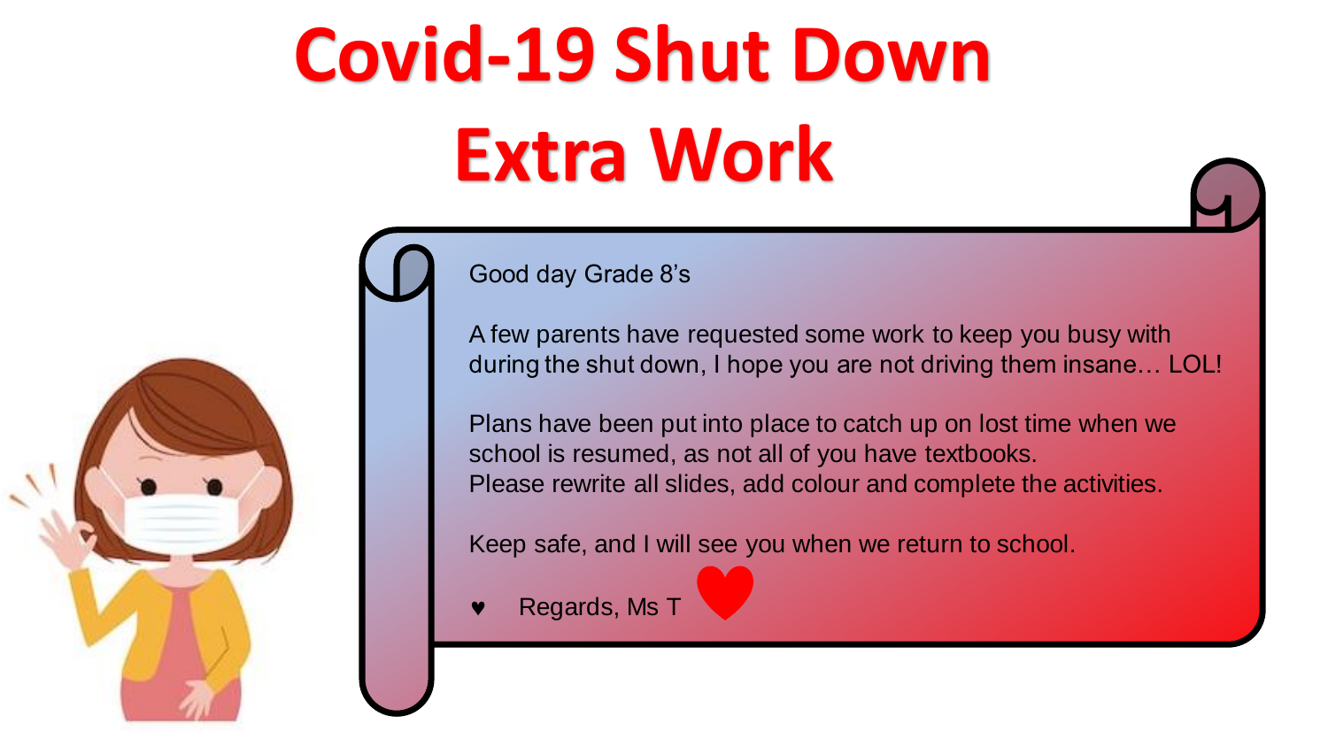# Covid-19 Shut Down Extra Work

Good day Grade 8's

A few parents have requested some work to keep you busy with during the shut down, I hope you are not driving them insane… LOL!

Plans have been put into place to catch up on lost time when we school is resumed, as not all of you have textbooks.
Please rewrite all slides, add colour and complete the activities.

Keep safe, and I will see you when we return to school.

- Regards, Ms T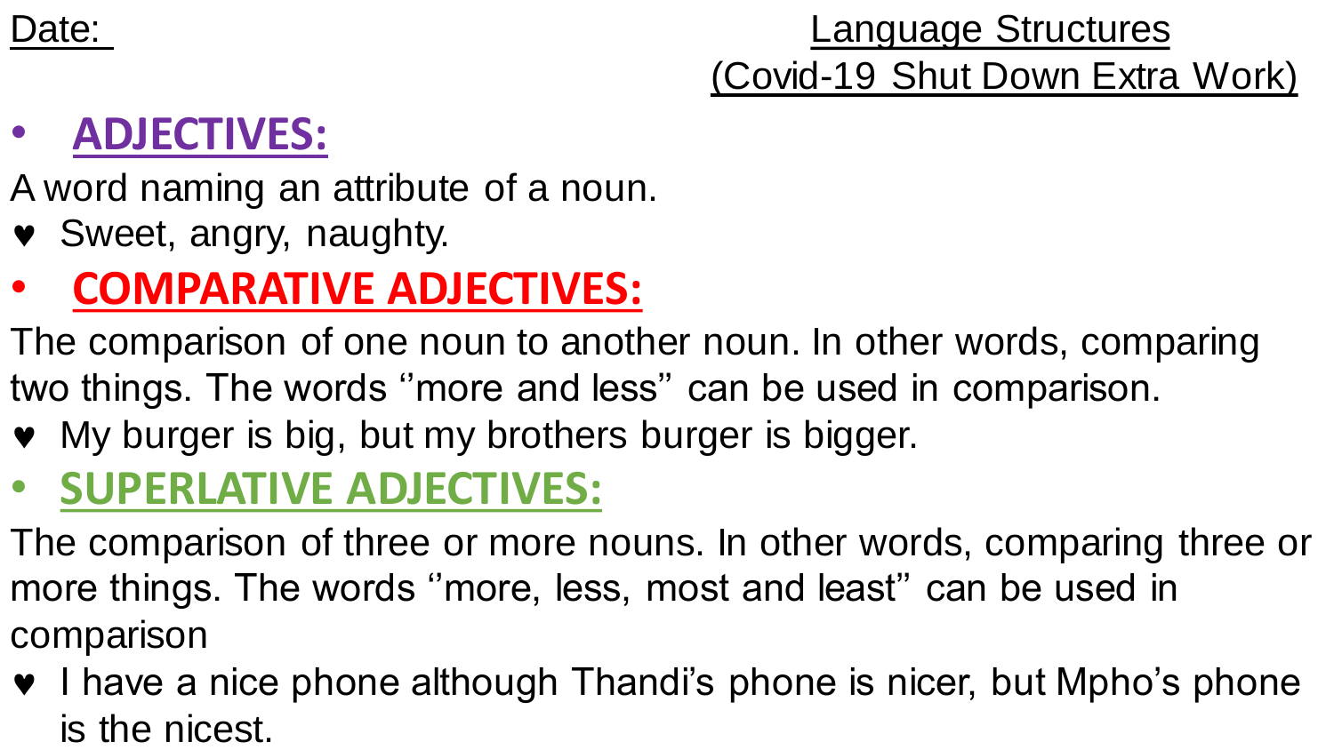Date:

Language Structures
(Covid-19 Shut Down Extra Work)

- **ADJECTIVES:**

A word naming an attribute of a noun.

♥ Sweet, angry, naughty.

- **COMPARATIVE ADJECTIVES:**

The comparison of one noun to another noun. In other words, comparing two things. The words ‘’more and less’’ can be used in comparison.

♥ My burger is big, but my brothers burger is bigger.

- **SUPERLATIVE ADJECTIVES:**

The comparison of three or more nouns. In other words, comparing three or more things. The words ‘’more, less, most and least’’ can be used in comparison

♥ I have a nice phone although Thandi’s phone is nicer, but Mpho’s phone is the nicest.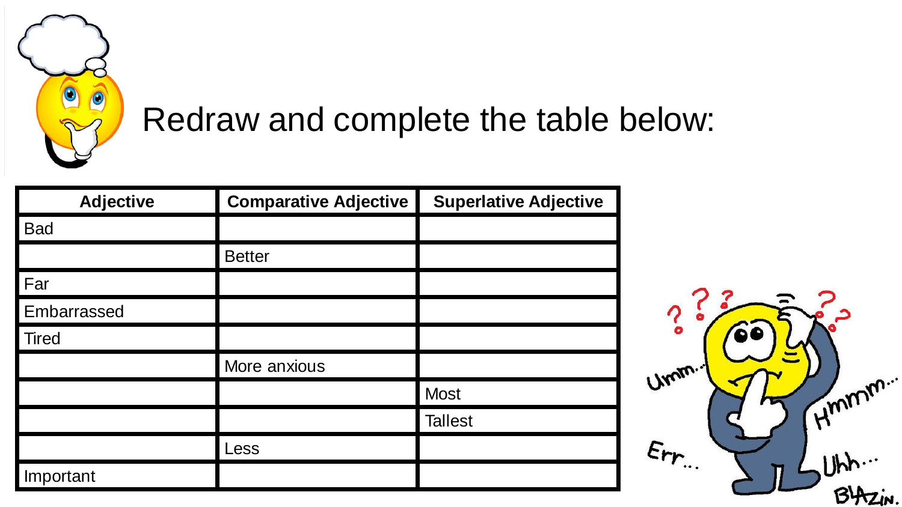# Redraw and complete the table below:

| Adjective | Comparative Adjective | Superlative Adjective |
| --- | --- | --- |
| Bad | | |
| | Better | |
| Far | | |
| Embarrassed | | |
| Tired | | |
| | More anxious | |
| | | Most |
| | | Tallest |
| | Less | |
| Important | | |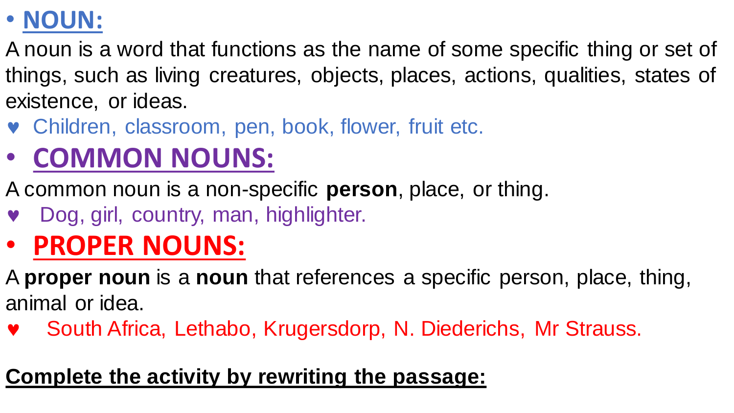- **NOUN:**

A noun is a word that functions as the name of some specific thing or set of things, such as living creatures, objects, places, actions, qualities, states of existence, or ideas.

♥ Children, classroom, pen, book, flower, fruit etc.

- **COMMON NOUNS:**

A common noun is a non-specific **person**, place, or thing.

♥ Dog, girl, country, man, highlighter.

- **PROPER NOUNS:**

A **proper noun** is a **noun** that references a specific person, place, thing, animal or idea.

♥ South Africa, Lethabo, Krugersdorp, N. Diederichs, Mr Strauss.

**Complete the activity by rewriting the passage:**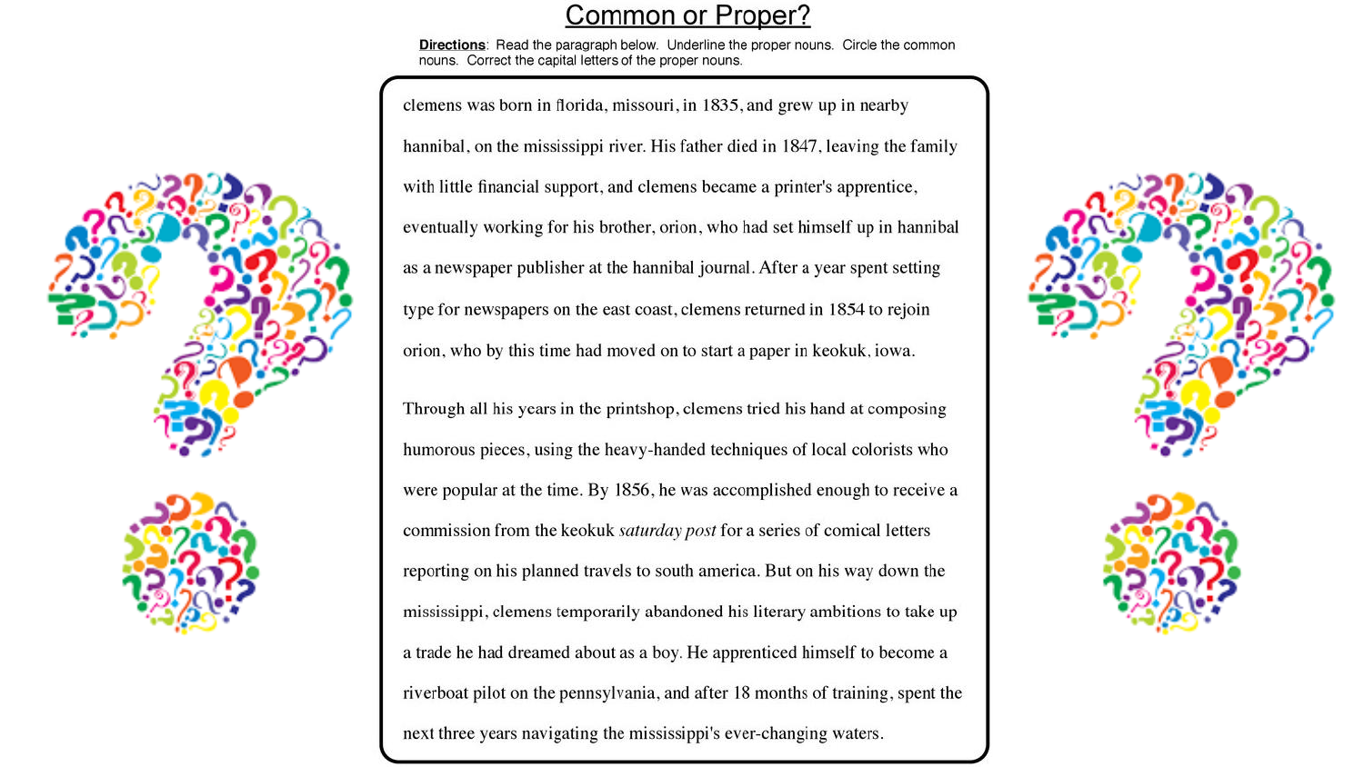# Common or Proper?

**Directions**: Read the paragraph below. Underline the proper nouns. Circle the common nouns. Correct the capital letters of the proper nouns.

clemens was born in florida, missouri, in 1835, and grew up in nearby hannibal, on the mississippi river. His father died in 1847, leaving the family with little financial support, and clemens became a printer's apprentice, eventually working for his brother, orion, who had set himself up in hannibal as a newspaper publisher at the hannibal journal. After a year spent setting type for newspapers on the east coast, clemens returned in 1854 to rejoin orion, who by this time had moved on to start a paper in keokuk, iowa.

Through all his years in the printshop, clemens tried his hand at composing humorous pieces, using the heavy-handed techniques of local colorists who were popular at the time. By 1856, he was accomplished enough to receive a commission from the keokuk *saturday post* for a series of comical letters reporting on his planned travels to south america. But on his way down the mississippi, clemens temporarily abandoned his literary ambitions to take up a trade he had dreamed about as a boy. He apprenticed himself to become a riverboat pilot on the pennsylvania, and after 18 months of training, spent the next three years navigating the mississippi's ever-changing waters.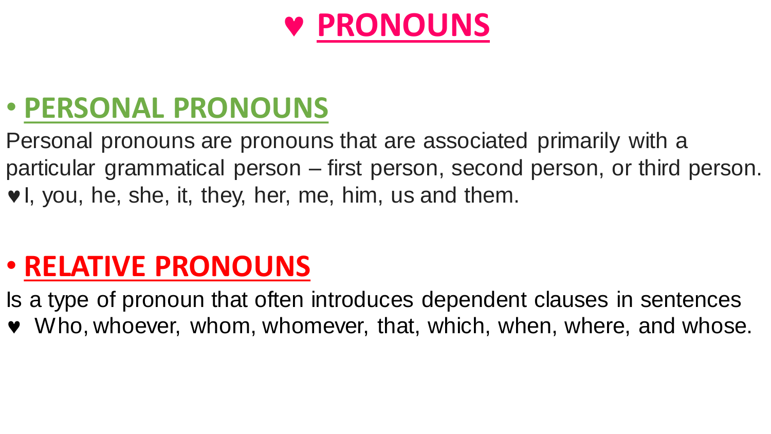# ♥ PRONOUNS

## • PERSONAL PRONOUNS

Personal pronouns are pronouns that are associated primarily with a particular grammatical person – first person, second person, or third person.

♥ I, you, he, she, it, they, her, me, him, us and them.

## • RELATIVE PRONOUNS

Is a type of pronoun that often introduces dependent clauses in sentences

♥ Who, whoever, whom, whomever, that, which, when, where, and whose.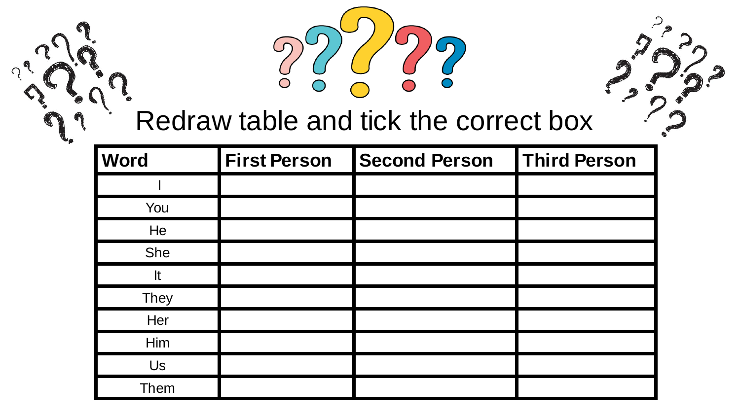# Redraw table and tick the correct box

| Word | First Person | Second Person | Third Person |
|---|---|---|---|
| I | | | |
| You | | | |
| He | | | |
| She | | | |
| It | | | |
| They | | | |
| Her | | | |
| Him | | | |
| Us | | | |
| Them | | | |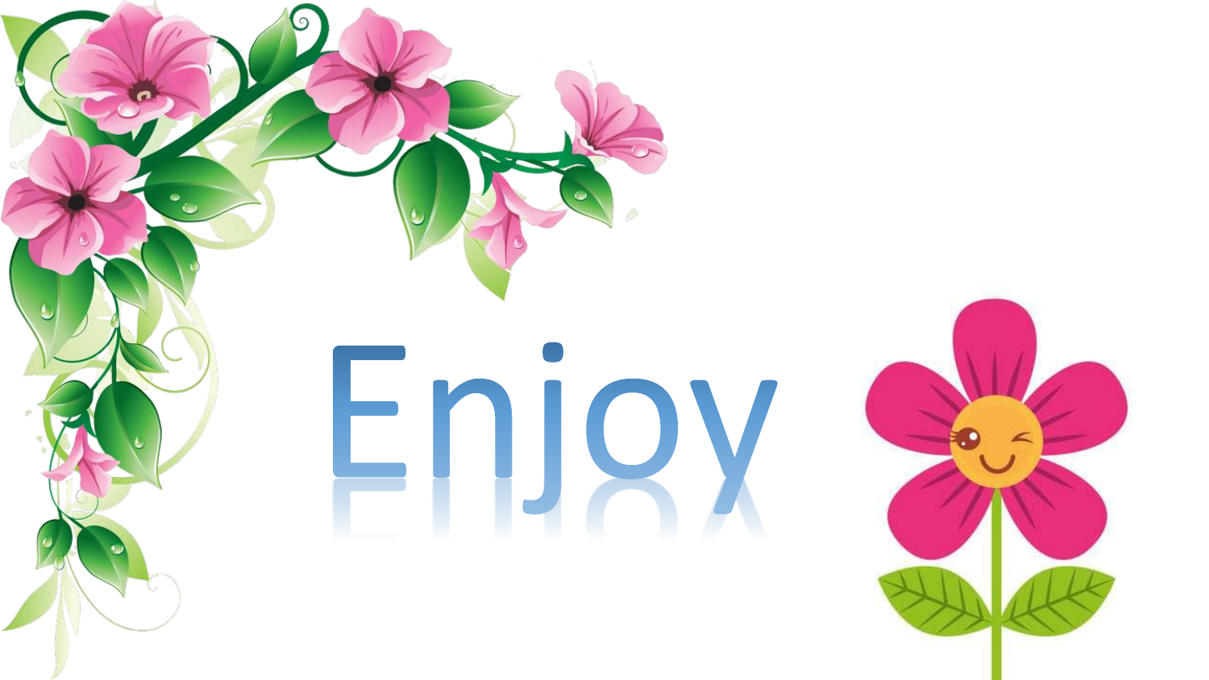Enjoy